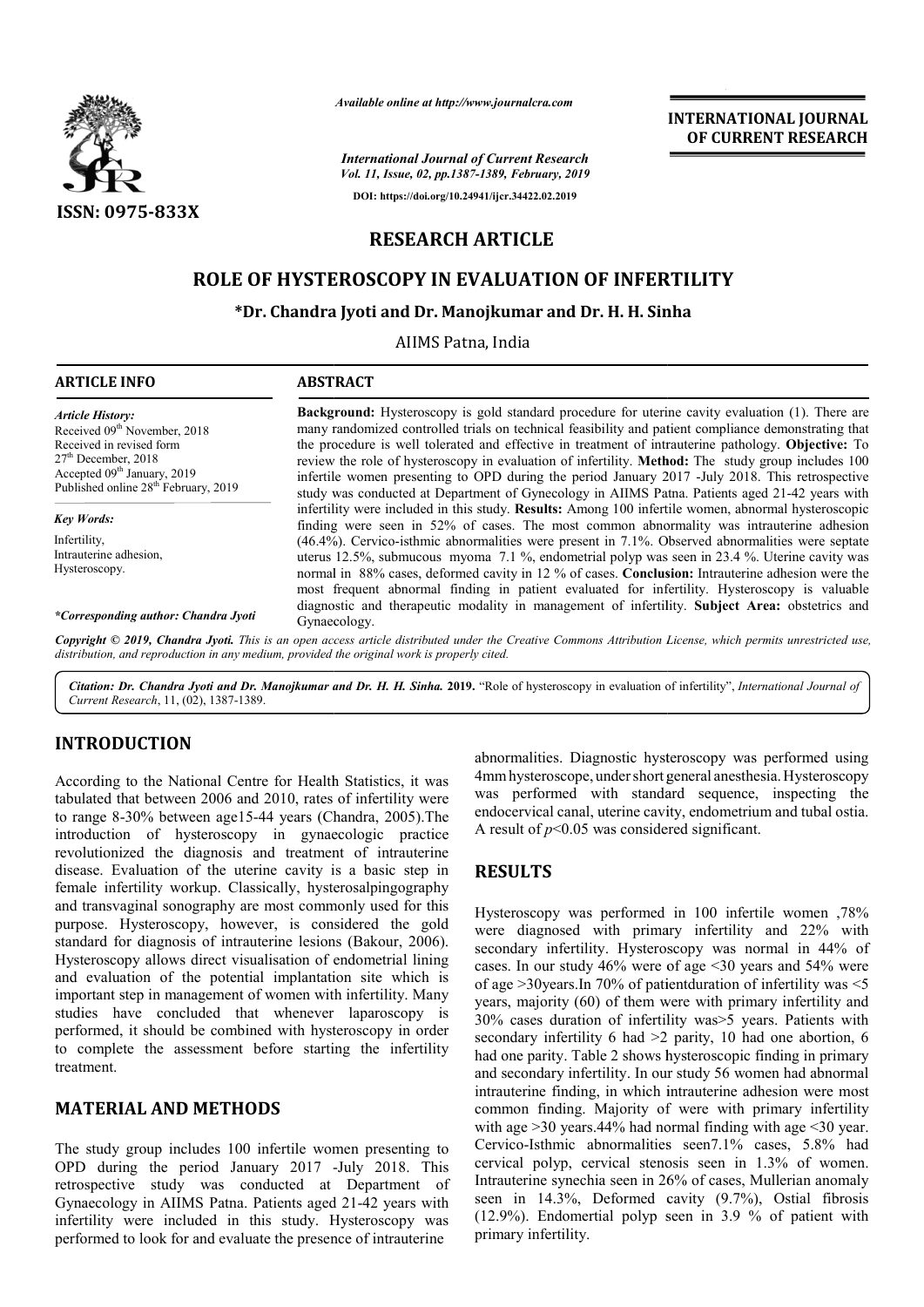*Available online at http://www.journalcra.com*

*International Journal of Current Research*
*Vol. 11, Issue, 02, pp.1387-1389, February, 2019*

**DOI: https://doi.org/10.24941/ijcr.34422.02.2019**

**ISSN: 0975-833X**

**INTERNATIONAL JOURNAL OF CURRENT RESEARCH**

# RESEARCH ARTICLE

# ROLE OF HYSTEROSCOPY IN EVALUATION OF INFERTILITY

**\*Dr. Chandra Jyoti and Dr. Manojkumar and Dr. H. H. Sinha**

AIIMS Patna, India

**ARTICLE INFO**

*Article History:*
Received 09th November, 2018
Received in revised form 27th December, 2018
Accepted 09th January, 2019
Published online 28th February, 2019

*Key Words:*
Infertility,
Intrauterine adhesion,
Hysteroscopy.

***Corresponding author: Chandra Jyoti**

**ABSTRACT**

**Background:** Hysteroscopy is gold standard procedure for uterine cavity evaluation (1). There are many randomized controlled trials on technical feasibility and patient compliance demonstrating that the procedure is well tolerated and effective in treatment of intrauterine pathology. **Objective:** To review the role of hysteroscopy in evaluation of infertility. **Method:** The study group includes 100 infertile women presenting to OPD during the period January 2017 -July 2018. This retrospective study was conducted at Department of Gynecology in AIIMS Patna. Patients aged 21-42 years with infertility were included in this study. **Results:** Among 100 infertile women, abnormal hysteroscopic finding were seen in 52% of cases. The most common abnormality was intrauterine adhesion (46.4%). Cervico-isthmic abnormalities were present in 7.1%. Observed abnormalities were septate uterus 12.5%, submucous myoma 7.1 %, endometrial polyp was seen in 23.4 %. Uterine cavity was normal in 88% cases, deformed cavity in 12 % of cases. **Conclusion:** Intrauterine adhesion were the most frequent abnormal finding in patient evaluated for infertility. Hysteroscopy is valuable diagnostic and therapeutic modality in management of infertility. **Subject Area:** obstetrics and Gynaecology.

*Copyright © 2019, Chandra Jyoti. This is an open access article distributed under the Creative Commons Attribution License, which permits unrestricted use, distribution, and reproduction in any medium, provided the original work is properly cited.*

***Citation: Dr. Chandra Jyoti and Dr. Manojkumar and Dr. H. H. Sinha. 2019.** "Role of hysteroscopy in evaluation of infertility", International Journal of Current Research, 11, (02), 1387-1389.*

## INTRODUCTION

According to the National Centre for Health Statistics, it was tabulated that between 2006 and 2010, rates of infertility were to range 8-30% between age15-44 years (Chandra, 2005).The introduction of hysteroscopy in gynaecologic practice revolutionized the diagnosis and treatment of intrauterine disease. Evaluation of the uterine cavity is a basic step in female infertility workup. Classically, hysterosalpingography and transvaginal sonography are most commonly used for this purpose. Hysteroscopy, however, is considered the gold standard for diagnosis of intrauterine lesions (Bakour, 2006). Hysteroscopy allows direct visualisation of endometrial lining and evaluation of the potential implantation site which is important step in management of women with infertility. Many studies have concluded that whenever laparoscopy is performed, it should be combined with hysteroscopy in order to complete the assessment before starting the infertility treatment.

## MATERIAL AND METHODS

The study group includes 100 infertile women presenting to OPD during the period January 2017 -July 2018. This retrospective study was conducted at Department of Gynaecology in AIIMS Patna. Patients aged 21-42 years with infertility were included in this study. Hysteroscopy was performed to look for and evaluate the presence of intrauterine abnormalities. Diagnostic hysteroscopy was performed using 4mm hysteroscope, under short general anesthesia. Hysteroscopy was performed with standard sequence, inspecting the endocervical canal, uterine cavity, endometrium and tubal ostia. A result of $p$<0.05 was considered significant.

## RESULTS

Hysteroscopy was performed in 100 infertile women ,78% were diagnosed with primary infertility and 22% with secondary infertility. Hysteroscopy was normal in 44% of cases. In our study 46% were of age <30 years and 54% were of age >30years.In 70% of patientduration of infertility was <5 years, majority (60) of them were with primary infertility and 30% cases duration of infertility was>5 years. Patients with secondary infertility 6 had >2 parity, 10 had one abortion, 6 had one parity. Table 2 shows hysteroscopic finding in primary and secondary infertility. In our study 56 women had abnormal intrauterine finding, in which intrauterine adhesion were most common finding. Majority of were with primary infertility with age >30 years.44% had normal finding with age <30 year. Cervico-Isthmic abnormalities seen7.1% cases, 5.8% had cervical polyp, cervical stenosis seen in 1.3% of women. Intrauterine synechia seen in 26% of cases, Mullerian anomaly seen in 14.3%, Deformed cavity (9.7%), Ostial fibrosis (12.9%). Endomertial polyp seen in 3.9 % of patient with primary infertility.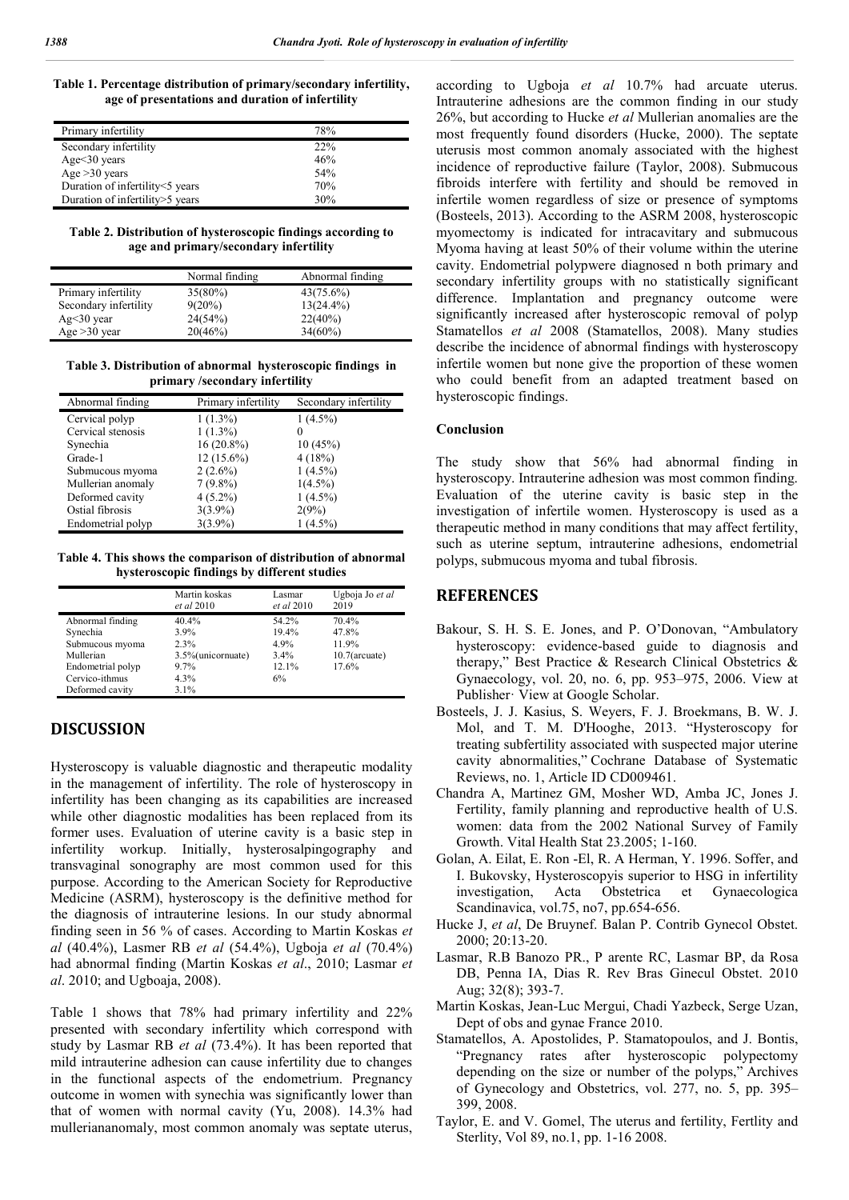**Table 1. Percentage distribution of primary/secondary infertility, age of presentations and duration of infertility**

| Primary infertility | 78% |
|---|---|
| Secondary infertility | 22% |
| Age<30 years | 46% |
| Age >30 years | 54% |
| Duration of infertility<5 years | 70% |
| Duration of infertility>5 years | 30% |

**Table 2. Distribution of hysteroscopic findings according to age and primary/secondary infertility**

| | Normal finding | Abnormal finding |
|---|---|---|
| Primary infertility | 35(80%) | 43(75.6%) |
| Secondary infertility | 9(20%) | 13(24.4%) |
| Ag<30 year | 24(54%) | 22(40%) |
| Age >30 year | 20(46%) | 34(60%) |

**Table 3. Distribution of abnormal hysteroscopic findings in primary /secondary infertility**

| Abnormal finding | Primary infertility | Secondary infertility |
|---|---|---|
| Cervical polyp | 1 (1.3%) | 1 (4.5%) |
| Cervical stenosis | 1 (1.3%) | 0 |
| Synechia | 16 (20.8%) | 10 (45%) |
| Grade-1 | 12 (15.6%) | 4 (18%) |
| Submucous myoma | 2 (2.6%) | 1 (4.5%) |
| Mullerian anomaly | 7 (9.8%) | 1(4.5%) |
| Deformed cavity | 4 (5.2%) | 1 (4.5%) |
| Ostial fibrosis | 3(3.9%) | 2(9%) |
| Endometrial polyp | 3(3.9%) | 1 (4.5%) |

**Table 4. This shows the comparison of distribution of abnormal hysteroscopic findings by different studies**

| | Martin koskas *et al* 2010 | Lasmar *et al* 2010 | Ugboja Jo *et al* 2019 |
|---|---|---|---|
| Abnormal finding | 40.4% | 54.2% | 70.4% |
| Synechia | 3.9% | 19.4% | 47.8% |
| Submucous myoma | 2.3% | 4.9% | 11.9% |
| Mullerian | 3.5%(unicornuate) | 3.4% | 10.7(arcuate) |
| Endometrial polyp | 9.7% | 12.1% | 17.6% |
| Cervico-ithmus | 4.3% | 6% | |
| Deformed cavity | 3.1% | | |

## DISCUSSION

Hysteroscopy is valuable diagnostic and therapeutic modality in the management of infertility. The role of hysteroscopy in infertility has been changing as its capabilities are increased while other diagnostic modalities has been replaced from its former uses. Evaluation of uterine cavity is a basic step in infertility workup. Initially, hysterosalpingography and transvaginal sonography are most common used for this purpose. According to the American Society for Reproductive Medicine (ASRM), hysteroscopy is the definitive method for the diagnosis of intrauterine lesions. In our study abnormal finding seen in 56 % of cases. According to Martin Koskas *et al* (40.4%), Lasmer RB *et al* (54.4%), Ugboja *et al* (70.4%) had abnormal finding (Martin Koskas *et al*., 2010; Lasmar *et al*. 2010; and Ugboaja, 2008).

Table 1 shows that 78% had primary infertility and 22% presented with secondary infertility which correspond with study by Lasmar RB *et al* (73.4%). It has been reported that mild intrauterine adhesion can cause infertility due to changes in the functional aspects of the endometrium. Pregnancy outcome in women with synechia was significantly lower than that of women with normal cavity (Yu, 2008). 14.3% had mullerananomaly, most common anomaly was septate uterus, according to Ugboja *et al* 10.7% had arcuate uterus. Intrauterine adhesions are the common finding in our study 26%, but according to Hucke *et al* Mullerian anomalies are the most frequently found disorders (Hucke, 2000). The septate uterusis most common anomaly associated with the highest incidence of reproductive failure (Taylor, 2008). Submucous fibroids interfere with fertility and should be removed in infertile women regardless of size or presence of symptoms (Bosteels, 2013). According to the ASRM 2008, hysteroscopic myomectomy is indicated for intracavitary and submucous Myoma having at least 50% of their volume within the uterine cavity. Endometrial polypwere diagnosed n both primary and secondary infertility groups with no statistically significant difference. Implantation and pregnancy outcome were significantly increased after hysteroscopic removal of polyp Stamatellos *et al* 2008 (Stamatellos, 2008). Many studies describe the incidence of abnormal findings with hysteroscopy infertile women but none give the proportion of these women who could benefit from an adapted treatment based on hysteroscopic findings.

### Conclusion

The study show that 56% had abnormal finding in hysteroscopy. Intrauterine adhesion was most common finding. Evaluation of the uterine cavity is basic step in the investigation of infertile women. Hysteroscopy is used as a therapeutic method in many conditions that may affect fertility, such as uterine septum, intrauterine adhesions, endometrial polyps, submucous myoma and tubal fibrosis.

## REFERENCES

Bakour, S. H. S. E. Jones, and P. O'Donovan, "Ambulatory hysteroscopy: evidence-based guide to diagnosis and therapy," Best Practice & Research Clinical Obstetrics & Gynaecology, vol. 20, no. 6, pp. 953–975, 2006. View at Publisher· View at Google Scholar.

Bosteels, J. J. Kasius, S. Weyers, F. J. Broekmans, B. W. J. Mol, and T. M. D'Hooghe, 2013. "Hysteroscopy for treating subfertility associated with suspected major uterine cavity abnormalities," Cochrane Database of Systematic Reviews, no. 1, Article ID CD009461.

Chandra A, Martinez GM, Mosher WD, Amba JC, Jones J. Fertility, family planning and reproductive health of U.S. women: data from the 2002 National Survey of Family Growth. Vital Health Stat 23.2005; 1-160.

Golan, A. Eilat, E. Ron -El, R. A Herman, Y. 1996. Soffer, and I. Bukovsky, Hysteroscopyis superior to HSG in infertility investigation, Acta Obstetrica et Gynaecologica Scandinavica, vol.75, no7, pp.654-656.

Hucke J, *et al*, De Bruynef. Balan P. Contrib Gynecol Obstet. 2000; 20:13-20.

Lasmar, R.B Banozo PR., P arente RC, Lasmar BP, da Rosa DB, Penna IA, Dias R. Rev Bras Ginecul Obstet. 2010 Aug; 32(8); 393-7.

Martin Koskas, Jean-Luc Mergui, Chadi Yazbeck, Serge Uzan, Dept of obs and gynae France 2010.

Stamatellos, A. Apostolides, P. Stamatopoulos, and J. Bontis, "Pregnancy rates after hysteroscopic polypectomy depending on the size or number of the polyps," Archives of Gynecology and Obstetrics, vol. 277, no. 5, pp. 395–399, 2008.

Taylor, E. and V. Gomel, The uterus and fertility, Fertlity and Sterlity, Vol 89, no.1, pp. 1-16 2008.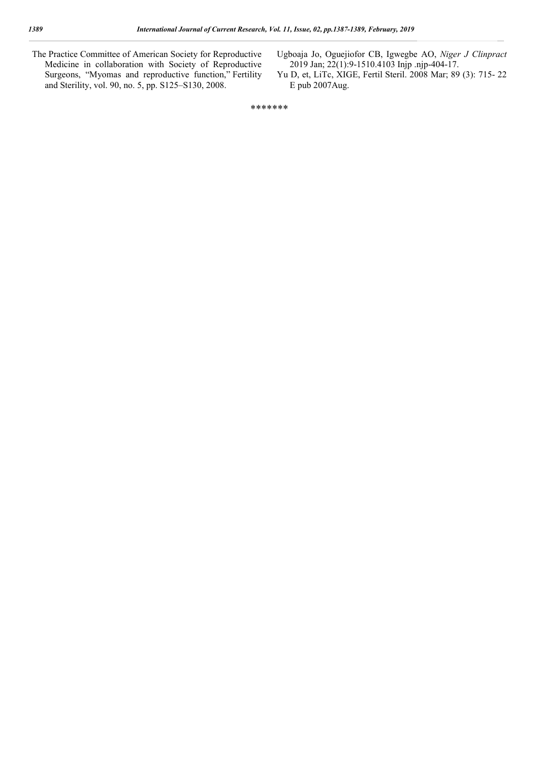The Practice Committee of American Society for Reproductive Medicine in collaboration with Society of Reproductive Surgeons, "Myomas and reproductive function," Fertility and Sterility, vol. 90, no. 5, pp. S125–S130, 2008.

Ugboaja Jo, Oguejiofor CB, Igwegbe AO, *Niger J Clinpract* 2019 Jan; 22(1):9-1510.4103 Injp .njp-404-17.

Yu D, et, LiTc, XIGE, Fertil Steril. 2008 Mar; 89 (3): 715- 22 E pub 2007Aug.

*******